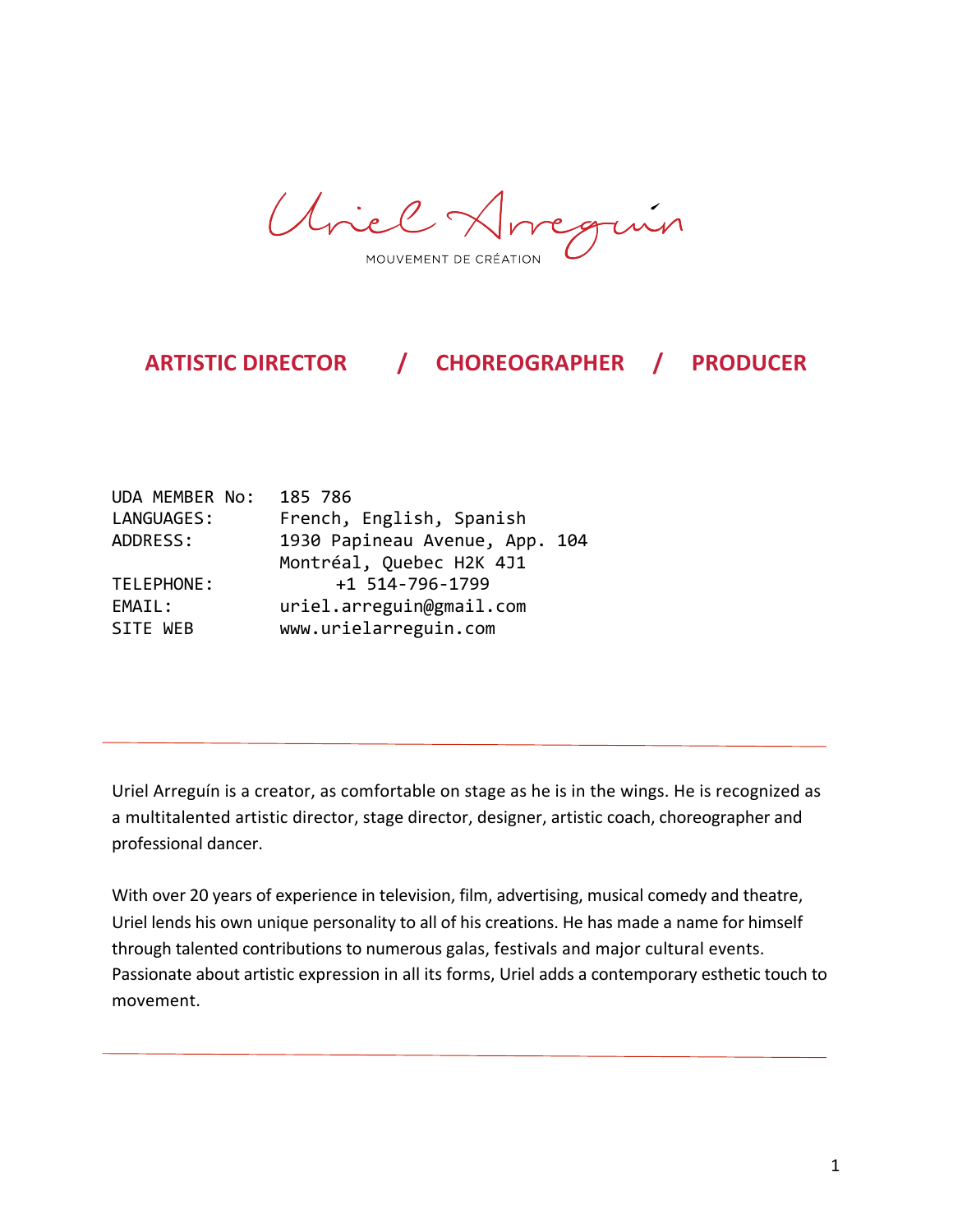# Uriel Arreguín

MOUVEMENT DE CRÉATION

## ARTISTIC DIRECTOR / CHOREOGRAPHER / PRODUCER

```
UDA MEMBER No:   185 786
LANGUAGES:       French, English, Spanish
ADDRESS:         1930 Papineau Avenue, App. 104
                 Montréal, Quebec H2K 4J1
TELEPHONE:       +1 514-796-1799
EMAIL:           uriel.arreguin@gmail.com
SITE WEB         www.urielarreguin.com
```

---

Uriel Arreguín is a creator, as comfortable on stage as he is in the wings. He is recognized as a multitalented artistic director, stage director, designer, artistic coach, choreographer and professional dancer.

With over 20 years of experience in television, film, advertising, musical comedy and theatre, Uriel lends his own unique personality to all of his creations. He has made a name for himself through talented contributions to numerous galas, festivals and major cultural events. Passionate about artistic expression in all its forms, Uriel adds a contemporary esthetic touch to movement.

---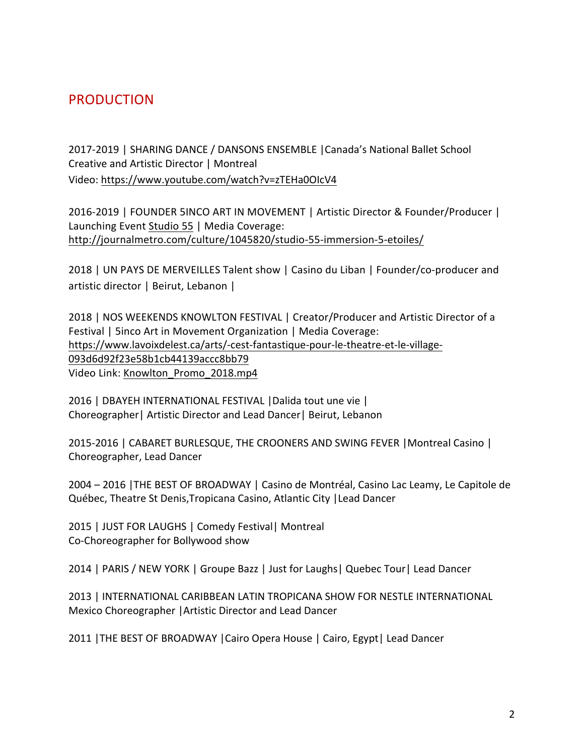## PRODUCTION

2017-2019 | SHARING DANCE / DANSONS ENSEMBLE |Canada's National Ballet School
Creative and Artistic Director | Montreal
Video: https://www.youtube.com/watch?v=zTEHa0OIcV4

2016-2019 | FOUNDER 5INCO ART IN MOVEMENT | Artistic Director & Founder/Producer | Launching Event Studio 55 | Media Coverage:
http://journalmetro.com/culture/1045820/studio-55-immersion-5-etoiles/

2018 | UN PAYS DE MERVEILLES Talent show | Casino du Liban | Founder/co-producer and artistic director | Beirut, Lebanon |

2018 | NOS WEEKENDS KNOWLTON FESTIVAL | Creator/Producer and Artistic Director of a Festival | 5inco Art in Movement Organization | Media Coverage:
https://www.lavoixdelest.ca/arts/-cest-fantastique-pour-le-theatre-et-le-village-093d6d92f23e58b1cb44139accc8bb79
Video Link: Knowlton_Promo_2018.mp4

2016 | DBAYEH INTERNATIONAL FESTIVAL |Dalida tout une vie |
Choreographer| Artistic Director and Lead Dancer| Beirut, Lebanon

2015-2016 | CABARET BURLESQUE, THE CROONERS AND SWING FEVER |Montreal Casino |
Choreographer, Lead Dancer

2004 – 2016 |THE BEST OF BROADWAY | Casino de Montréal, Casino Lac Leamy, Le Capitole de Québec, Theatre St Denis,Tropicana Casino, Atlantic City |Lead Dancer

2015 | JUST FOR LAUGHS | Comedy Festival| Montreal
Co-Choreographer for Bollywood show

2014 | PARIS / NEW YORK | Groupe Bazz | Just for Laughs| Quebec Tour| Lead Dancer

2013 | INTERNATIONAL CARIBBEAN LATIN TROPICANA SHOW FOR NESTLE INTERNATIONAL
Mexico Choreographer |Artistic Director and Lead Dancer

2011 |THE BEST OF BROADWAY |Cairo Opera House | Cairo, Egypt| Lead Dancer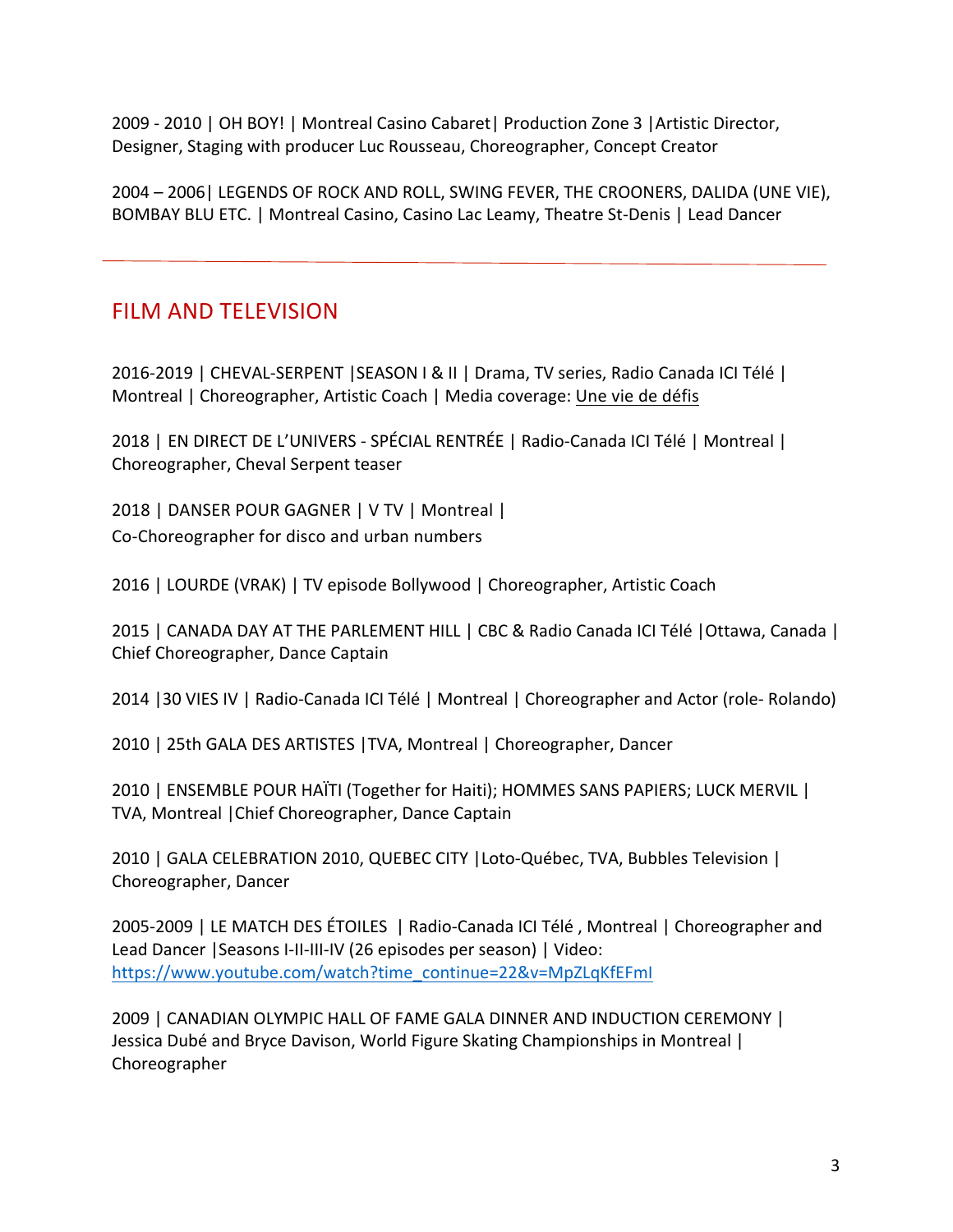2009 - 2010 | OH BOY! | Montreal Casino Cabaret| Production Zone 3 |Artistic Director, Designer, Staging with producer Luc Rousseau, Choreographer, Concept Creator

2004 – 2006| LEGENDS OF ROCK AND ROLL, SWING FEVER, THE CROONERS, DALIDA (UNE VIE), BOMBAY BLU ETC. | Montreal Casino, Casino Lac Leamy, Theatre St-Denis | Lead Dancer

---

## FILM AND TELEVISION

2016-2019 | CHEVAL-SERPENT |SEASON I & II | Drama, TV series, Radio Canada ICI Télé | Montreal | Choreographer, Artistic Coach | Media coverage: Une vie de défis

2018 | EN DIRECT DE L'UNIVERS - SPÉCIAL RENTRÉE | Radio-Canada ICI Télé | Montreal | Choreographer, Cheval Serpent teaser

2018 | DANSER POUR GAGNER | V TV | Montreal |
Co-Choreographer for disco and urban numbers

2016 | LOURDE (VRAK) | TV episode Bollywood | Choreographer, Artistic Coach

2015 | CANADA DAY AT THE PARLEMENT HILL | CBC & Radio Canada ICI Télé |Ottawa, Canada | Chief Choreographer, Dance Captain

2014 |30 VIES IV | Radio-Canada ICI Télé | Montreal | Choreographer and Actor (role- Rolando)

2010 | 25th GALA DES ARTISTES |TVA, Montreal | Choreographer, Dancer

2010 | ENSEMBLE POUR HAÏTI (Together for Haiti); HOMMES SANS PAPIERS; LUCK MERVIL | TVA, Montreal |Chief Choreographer, Dance Captain

2010 | GALA CELEBRATION 2010, QUEBEC CITY |Loto-Québec, TVA, Bubbles Television | Choreographer, Dancer

2005-2009 | LE MATCH DES ÉTOILES | Radio-Canada ICI Télé , Montreal | Choreographer and Lead Dancer |Seasons I-II-III-IV (26 episodes per season) | Video: https://www.youtube.com/watch?time_continue=22&v=MpZLqKfEFmI

2009 | CANADIAN OLYMPIC HALL OF FAME GALA DINNER AND INDUCTION CEREMONY | Jessica Dubé and Bryce Davison, World Figure Skating Championships in Montreal | Choreographer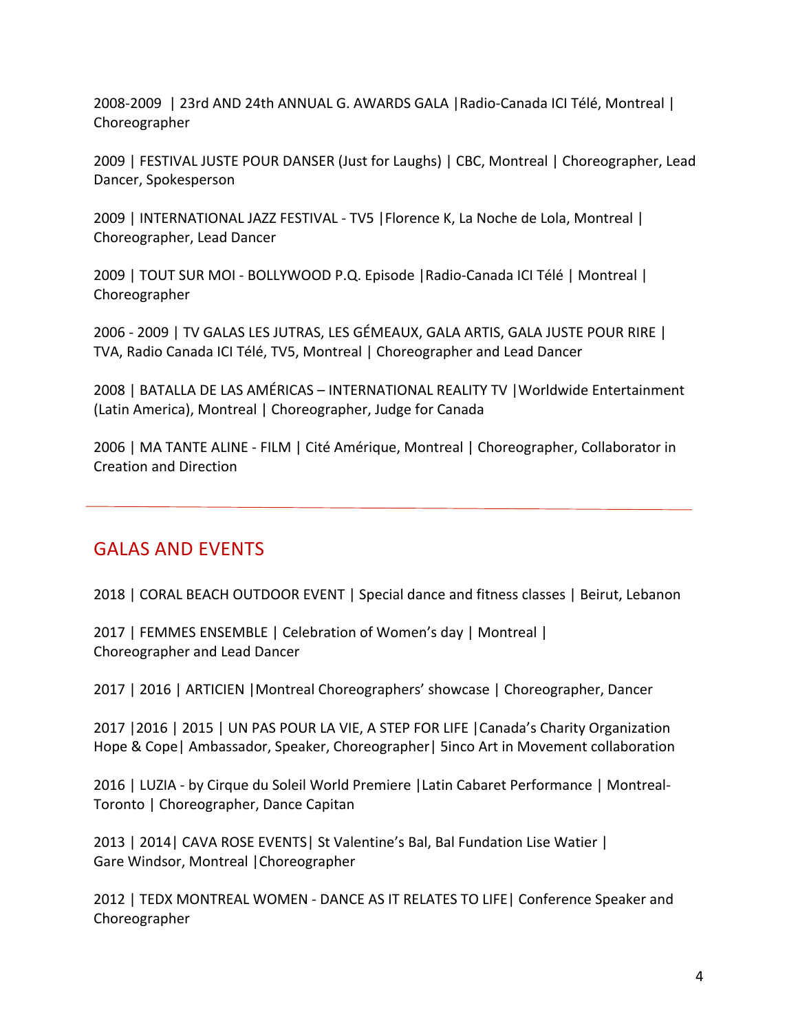2008-2009 | 23rd AND 24th ANNUAL G. AWARDS GALA |Radio-Canada ICI Télé, Montreal | Choreographer

2009 | FESTIVAL JUSTE POUR DANSER (Just for Laughs) | CBC, Montreal | Choreographer, Lead Dancer, Spokesperson

2009 | INTERNATIONAL JAZZ FESTIVAL - TV5 |Florence K, La Noche de Lola, Montreal | Choreographer, Lead Dancer

2009 | TOUT SUR MOI - BOLLYWOOD P.Q. Episode |Radio-Canada ICI Télé | Montreal | Choreographer

2006 - 2009 | TV GALAS LES JUTRAS, LES GÉMEAUX, GALA ARTIS, GALA JUSTE POUR RIRE | TVA, Radio Canada ICI Télé, TV5, Montreal | Choreographer and Lead Dancer

2008 | BATALLA DE LAS AMÉRICAS – INTERNATIONAL REALITY TV |Worldwide Entertainment (Latin America), Montreal | Choreographer, Judge for Canada

2006 | MA TANTE ALINE - FILM | Cité Amérique, Montreal | Choreographer, Collaborator in Creation and Direction

---

## GALAS AND EVENTS

2018 | CORAL BEACH OUTDOOR EVENT | Special dance and fitness classes | Beirut, Lebanon

2017 | FEMMES ENSEMBLE | Celebration of Women's day | Montreal | Choreographer and Lead Dancer

2017 | 2016 | ARTICIEN |Montreal Choreographers' showcase | Choreographer, Dancer

2017 |2016 | 2015 | UN PAS POUR LA VIE, A STEP FOR LIFE |Canada's Charity Organization Hope & Cope| Ambassador, Speaker, Choreographer| 5inco Art in Movement collaboration

2016 | LUZIA - by Cirque du Soleil World Premiere |Latin Cabaret Performance | Montreal-Toronto | Choreographer, Dance Capitan

2013 | 2014| CAVA ROSE EVENTS| St Valentine's Bal, Bal Fundation Lise Watier | Gare Windsor, Montreal |Choreographer

2012 | TEDX MONTREAL WOMEN - DANCE AS IT RELATES TO LIFE| Conference Speaker and Choreographer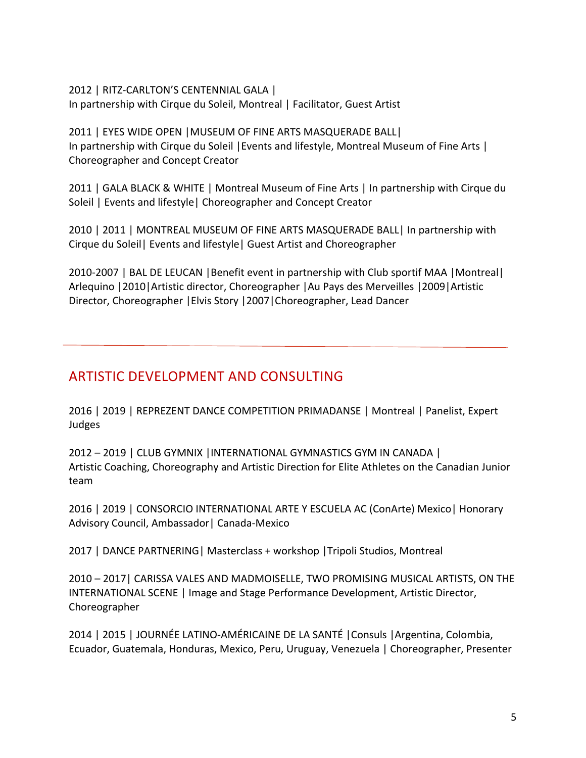2012 | RITZ-CARLTON'S CENTENNIAL GALA |
In partnership with Cirque du Soleil, Montreal | Facilitator, Guest Artist

2011 | EYES WIDE OPEN |MUSEUM OF FINE ARTS MASQUERADE BALL|
In partnership with Cirque du Soleil |Events and lifestyle, Montreal Museum of Fine Arts | Choreographer and Concept Creator

2011 | GALA BLACK & WHITE | Montreal Museum of Fine Arts | In partnership with Cirque du Soleil | Events and lifestyle| Choreographer and Concept Creator

2010 | 2011 | MONTREAL MUSEUM OF FINE ARTS MASQUERADE BALL| In partnership with Cirque du Soleil| Events and lifestyle| Guest Artist and Choreographer

2010-2007 | BAL DE LEUCAN |Benefit event in partnership with Club sportif MAA |Montreal| Arlequino |2010|Artistic director, Choreographer |Au Pays des Merveilles |2009|Artistic Director, Choreographer |Elvis Story |2007|Choreographer, Lead Dancer

---

## ARTISTIC DEVELOPMENT AND CONSULTING

2016 | 2019 | REPREZENT DANCE COMPETITION PRIMADANSE | Montreal | Panelist, Expert Judges

2012 – 2019 | CLUB GYMNIX |INTERNATIONAL GYMNASTICS GYM IN CANADA |
Artistic Coaching, Choreography and Artistic Direction for Elite Athletes on the Canadian Junior team

2016 | 2019 | CONSORCIO INTERNATIONAL ARTE Y ESCUELA AC (ConArte) Mexico| Honorary Advisory Council, Ambassador| Canada-Mexico

2017 | DANCE PARTNERING| Masterclass + workshop |Tripoli Studios, Montreal

2010 – 2017| CARISSA VALES AND MADMOISELLE, TWO PROMISING MUSICAL ARTISTS, ON THE INTERNATIONAL SCENE | Image and Stage Performance Development, Artistic Director, Choreographer

2014 | 2015 | JOURNÉE LATINO-AMÉRICAINE DE LA SANTÉ |Consuls |Argentina, Colombia, Ecuador, Guatemala, Honduras, Mexico, Peru, Uruguay, Venezuela | Choreographer, Presenter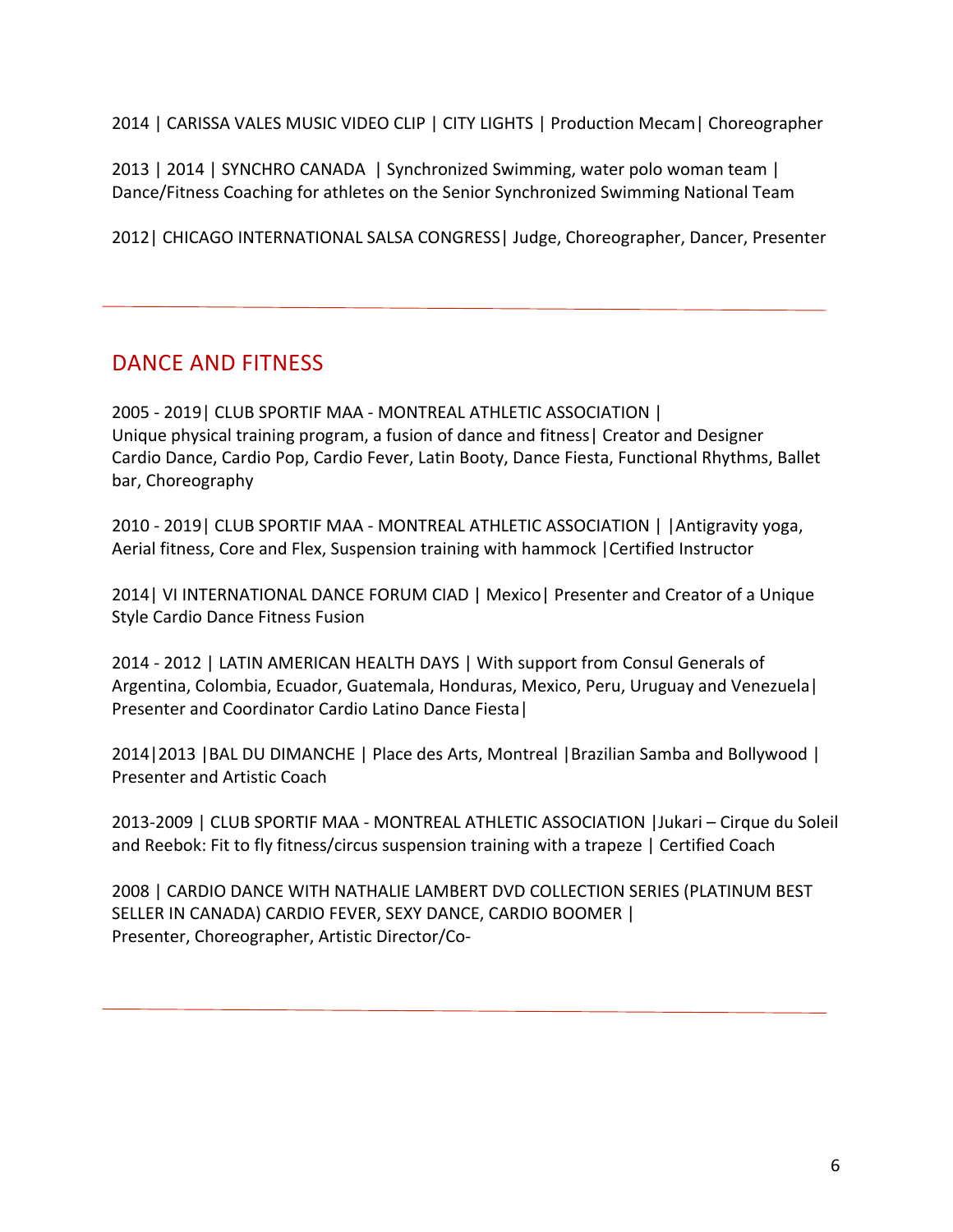2014 | CARISSA VALES MUSIC VIDEO CLIP | CITY LIGHTS | Production Mecam| Choreographer

2013 | 2014 | SYNCHRO CANADA | Synchronized Swimming, water polo woman team | Dance/Fitness Coaching for athletes on the Senior Synchronized Swimming National Team

2012| CHICAGO INTERNATIONAL SALSA CONGRESS| Judge, Choreographer, Dancer, Presenter

---

## DANCE AND FITNESS

2005 - 2019| CLUB SPORTIF MAA - MONTREAL ATHLETIC ASSOCIATION |
Unique physical training program, a fusion of dance and fitness| Creator and Designer
Cardio Dance, Cardio Pop, Cardio Fever, Latin Booty, Dance Fiesta, Functional Rhythms, Ballet bar, Choreography

2010 - 2019| CLUB SPORTIF MAA - MONTREAL ATHLETIC ASSOCIATION | |Antigravity yoga, Aerial fitness, Core and Flex, Suspension training with hammock |Certified Instructor

2014| VI INTERNATIONAL DANCE FORUM CIAD | Mexico| Presenter and Creator of a Unique Style Cardio Dance Fitness Fusion

2014 - 2012 | LATIN AMERICAN HEALTH DAYS | With support from Consul Generals of Argentina, Colombia, Ecuador, Guatemala, Honduras, Mexico, Peru, Uruguay and Venezuela| Presenter and Coordinator Cardio Latino Dance Fiesta|

2014|2013 |BAL DU DIMANCHE | Place des Arts, Montreal |Brazilian Samba and Bollywood | Presenter and Artistic Coach

2013-2009 | CLUB SPORTIF MAA - MONTREAL ATHLETIC ASSOCIATION |Jukari – Cirque du Soleil and Reebok: Fit to fly fitness/circus suspension training with a trapeze | Certified Coach

2008 | CARDIO DANCE WITH NATHALIE LAMBERT DVD COLLECTION SERIES (PLATINUM BEST SELLER IN CANADA) CARDIO FEVER, SEXY DANCE, CARDIO BOOMER |
Presenter, Choreographer, Artistic Director/Co-

---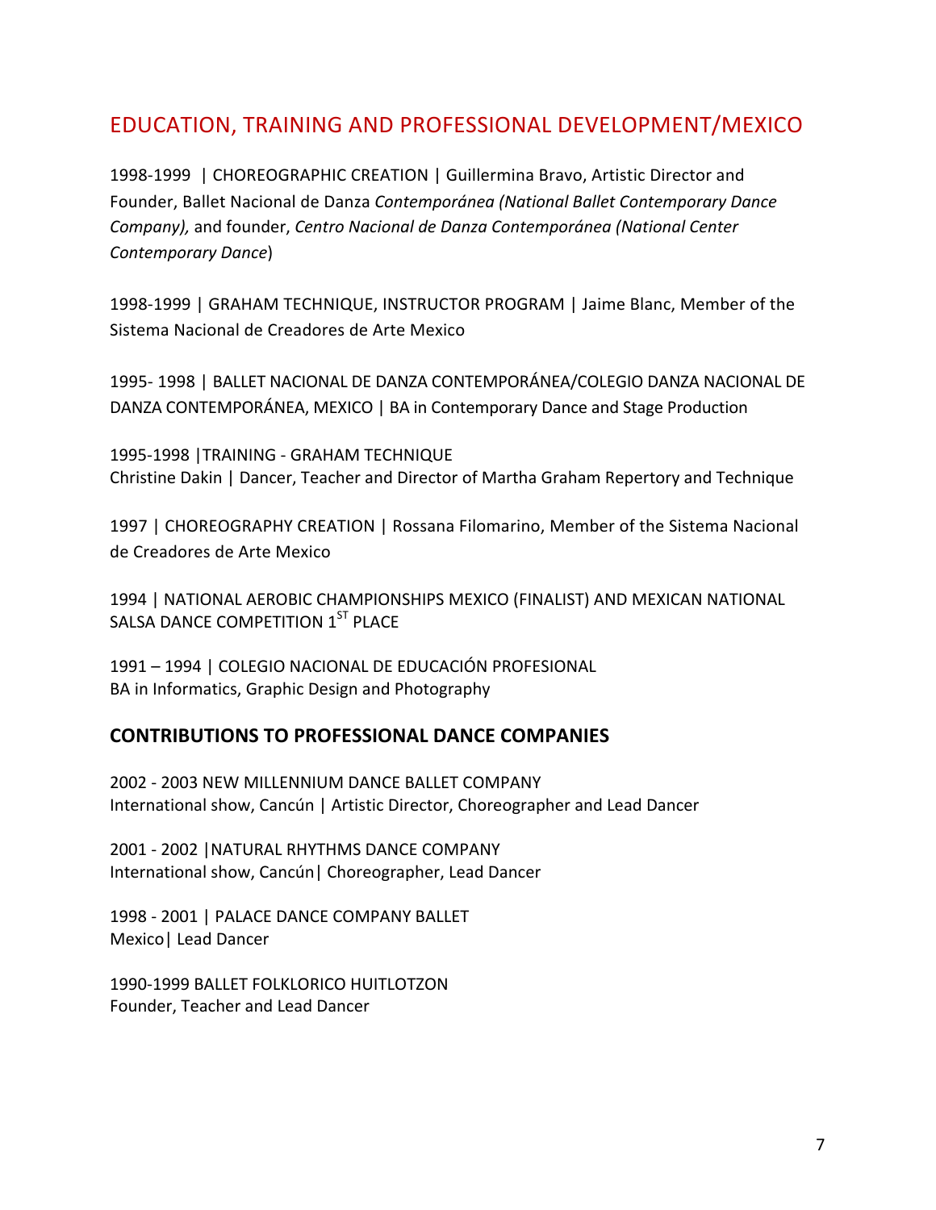## EDUCATION, TRAINING AND PROFESSIONAL DEVELOPMENT/MEXICO

1998-1999 | CHOREOGRAPHIC CREATION | Guillermina Bravo, Artistic Director and Founder, Ballet Nacional de Danza *Contemporánea (National Ballet Contemporary Dance Company),* and founder, *Centro Nacional de Danza Contemporánea (National Center Contemporary Dance*)

1998-1999 | GRAHAM TECHNIQUE, INSTRUCTOR PROGRAM | Jaime Blanc, Member of the Sistema Nacional de Creadores de Arte Mexico

1995- 1998 | BALLET NACIONAL DE DANZA CONTEMPORÁNEA/COLEGIO DANZA NACIONAL DE DANZA CONTEMPORÁNEA, MEXICO | BA in Contemporary Dance and Stage Production

1995-1998 |TRAINING - GRAHAM TECHNIQUE
Christine Dakin | Dancer, Teacher and Director of Martha Graham Repertory and Technique

1997 | CHOREOGRAPHY CREATION | Rossana Filomarino, Member of the Sistema Nacional de Creadores de Arte Mexico

1994 | NATIONAL AEROBIC CHAMPIONSHIPS MEXICO (FINALIST) AND MEXICAN NATIONAL SALSA DANCE COMPETITION 1ST PLACE

1991 – 1994 | COLEGIO NACIONAL DE EDUCACIÓN PROFESIONAL
BA in Informatics, Graphic Design and Photography

### CONTRIBUTIONS TO PROFESSIONAL DANCE COMPANIES

2002 - 2003 NEW MILLENNIUM DANCE BALLET COMPANY
International show, Cancún | Artistic Director, Choreographer and Lead Dancer

2001 - 2002 |NATURAL RHYTHMS DANCE COMPANY
International show, Cancún| Choreographer, Lead Dancer

1998 - 2001 | PALACE DANCE COMPANY BALLET
Mexico| Lead Dancer

1990-1999 BALLET FOLKLORICO HUITLOTZON
Founder, Teacher and Lead Dancer